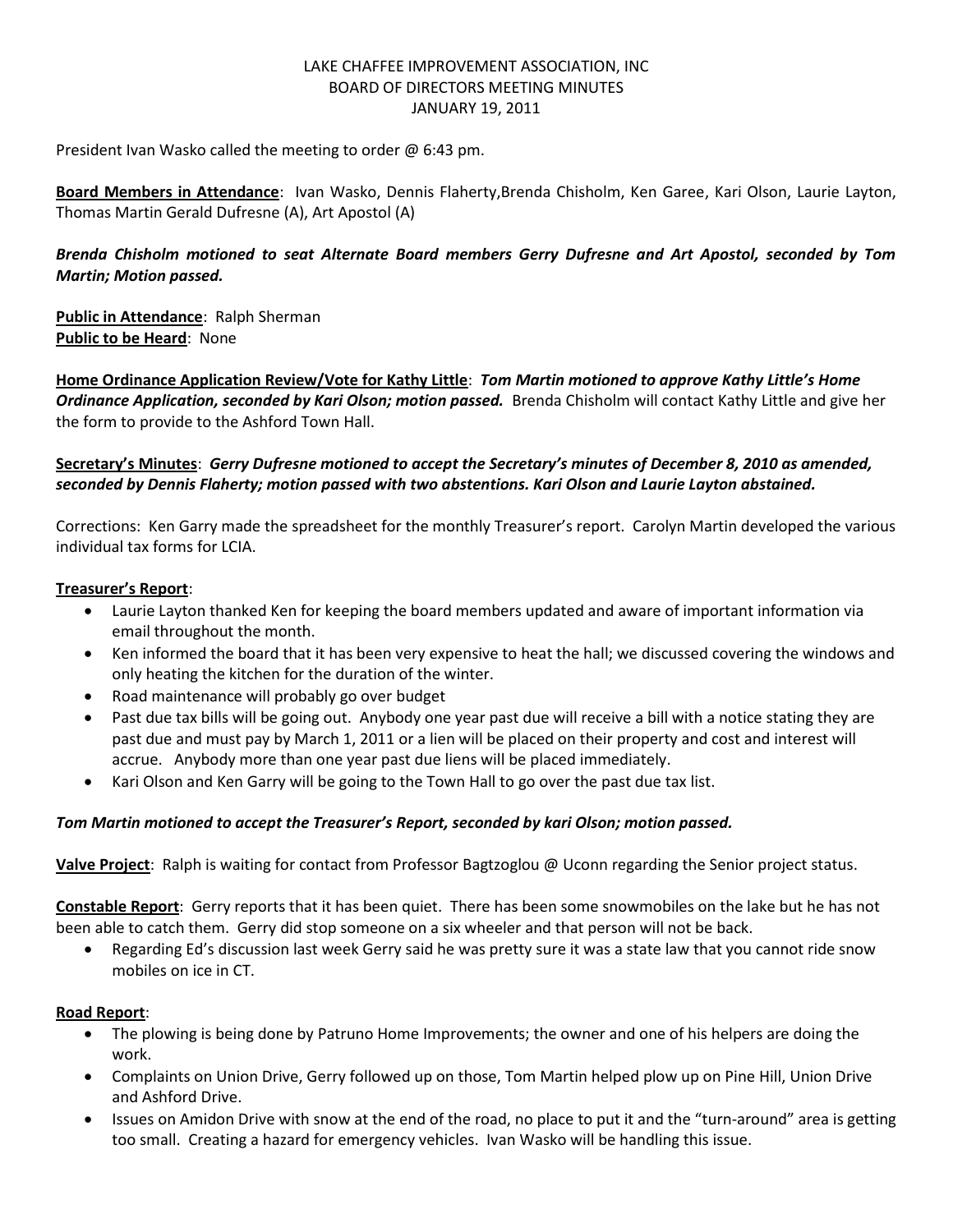LAKE CHAFFEE IMPROVEMENT ASSOCIATION, INC
BOARD OF DIRECTORS MEETING MINUTES
JANUARY 19, 2011

President Ivan Wasko called the meeting to order @ 6:43 pm.

**Board Members in Attendance**: Ivan Wasko, Dennis Flaherty,Brenda Chisholm, Ken Garee, Kari Olson, Laurie Layton, Thomas Martin Gerald Dufresne (A), Art Apostol (A)

***Brenda Chisholm motioned to seat Alternate Board members Gerry Dufresne and Art Apostol, seconded by Tom Martin; Motion passed.***

**Public in Attendance**: Ralph Sherman
**Public to be Heard**: None

**Home Ordinance Application Review/Vote for Kathy Little**: ***Tom Martin motioned to approve Kathy Little's Home Ordinance Application, seconded by Kari Olson; motion passed.*** Brenda Chisholm will contact Kathy Little and give her the form to provide to the Ashford Town Hall.

**Secretary's Minutes**: ***Gerry Dufresne motioned to accept the Secretary's minutes of December 8, 2010 as amended, seconded by Dennis Flaherty; motion passed with two abstentions. Kari Olson and Laurie Layton abstained.***

Corrections: Ken Garry made the spreadsheet for the monthly Treasurer's report. Carolyn Martin developed the various individual tax forms for LCIA.

**Treasurer's Report**:

- Laurie Layton thanked Ken for keeping the board members updated and aware of important information via email throughout the month.
- Ken informed the board that it has been very expensive to heat the hall; we discussed covering the windows and only heating the kitchen for the duration of the winter.
- Road maintenance will probably go over budget
- Past due tax bills will be going out. Anybody one year past due will receive a bill with a notice stating they are past due and must pay by March 1, 2011 or a lien will be placed on their property and cost and interest will accrue. Anybody more than one year past due liens will be placed immediately.
- Kari Olson and Ken Garry will be going to the Town Hall to go over the past due tax list.

***Tom Martin motioned to accept the Treasurer's Report, seconded by kari Olson; motion passed.***

**Valve Project**: Ralph is waiting for contact from Professor Bagtzoglou @ Uconn regarding the Senior project status.

**Constable Report**: Gerry reports that it has been quiet. There has been some snowmobiles on the lake but he has not been able to catch them. Gerry did stop someone on a six wheeler and that person will not be back.

- Regarding Ed's discussion last week Gerry said he was pretty sure it was a state law that you cannot ride snow mobiles on ice in CT.

**Road Report**:

- The plowing is being done by Patruno Home Improvements; the owner and one of his helpers are doing the work.
- Complaints on Union Drive, Gerry followed up on those, Tom Martin helped plow up on Pine Hill, Union Drive and Ashford Drive.
- Issues on Amidon Drive with snow at the end of the road, no place to put it and the "turn-around" area is getting too small. Creating a hazard for emergency vehicles. Ivan Wasko will be handling this issue.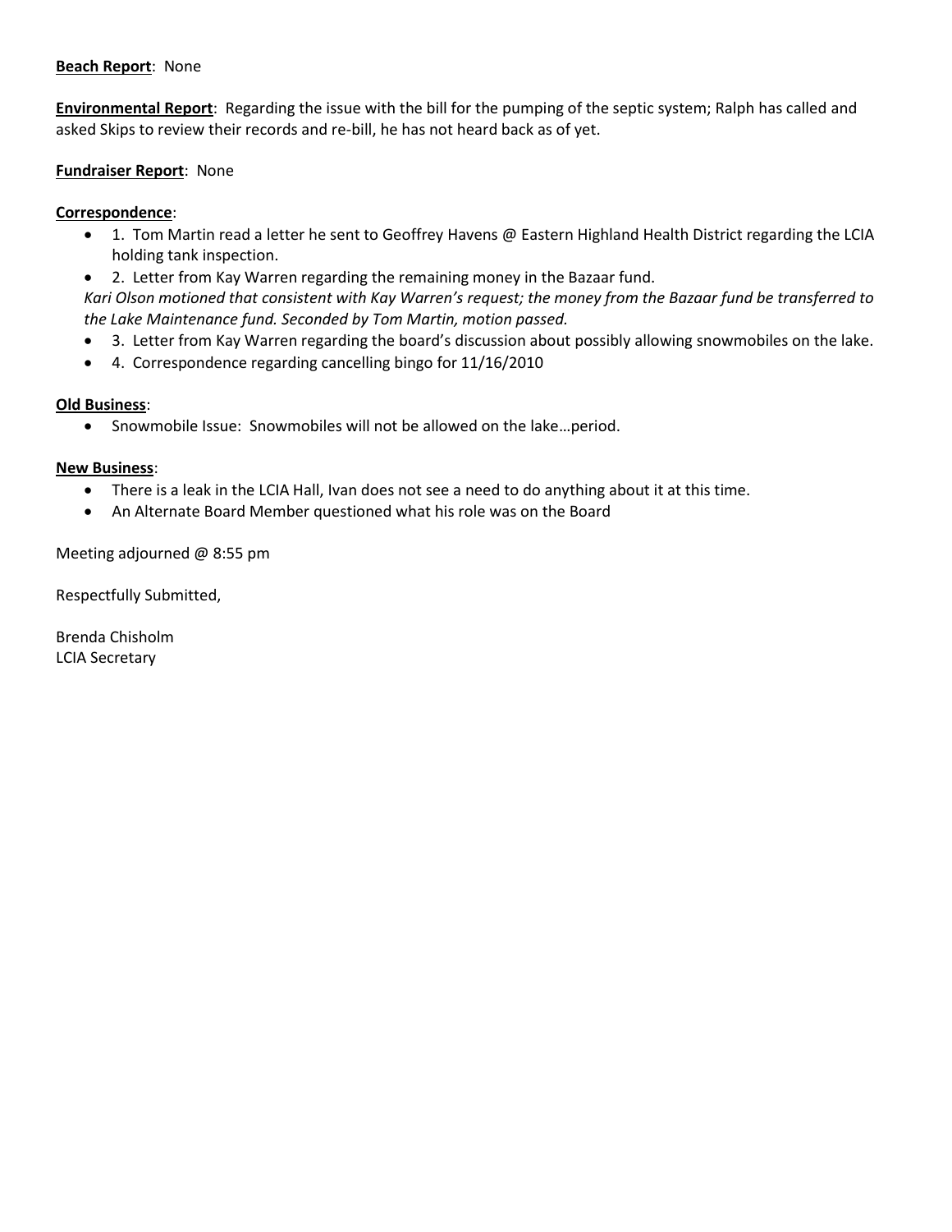**Beach Report**: None

**Environmental Report**: Regarding the issue with the bill for the pumping of the septic system; Ralph has called and asked Skips to review their records and re-bill, he has not heard back as of yet.

**Fundraiser Report**: None

**Correspondence**:

- 1. Tom Martin read a letter he sent to Geoffrey Havens @ Eastern Highland Health District regarding the LCIA holding tank inspection.
- 2. Letter from Kay Warren regarding the remaining money in the Bazaar fund.

*Kari Olson motioned that consistent with Kay Warren's request; the money from the Bazaar fund be transferred to the Lake Maintenance fund. Seconded by Tom Martin, motion passed.*

- 3. Letter from Kay Warren regarding the board's discussion about possibly allowing snowmobiles on the lake.
- 4. Correspondence regarding cancelling bingo for 11/16/2010

**Old Business**:

- Snowmobile Issue: Snowmobiles will not be allowed on the lake…period.

**New Business**:

- There is a leak in the LCIA Hall, Ivan does not see a need to do anything about it at this time.
- An Alternate Board Member questioned what his role was on the Board

Meeting adjourned @ 8:55 pm

Respectfully Submitted,

Brenda Chisholm
LCIA Secretary